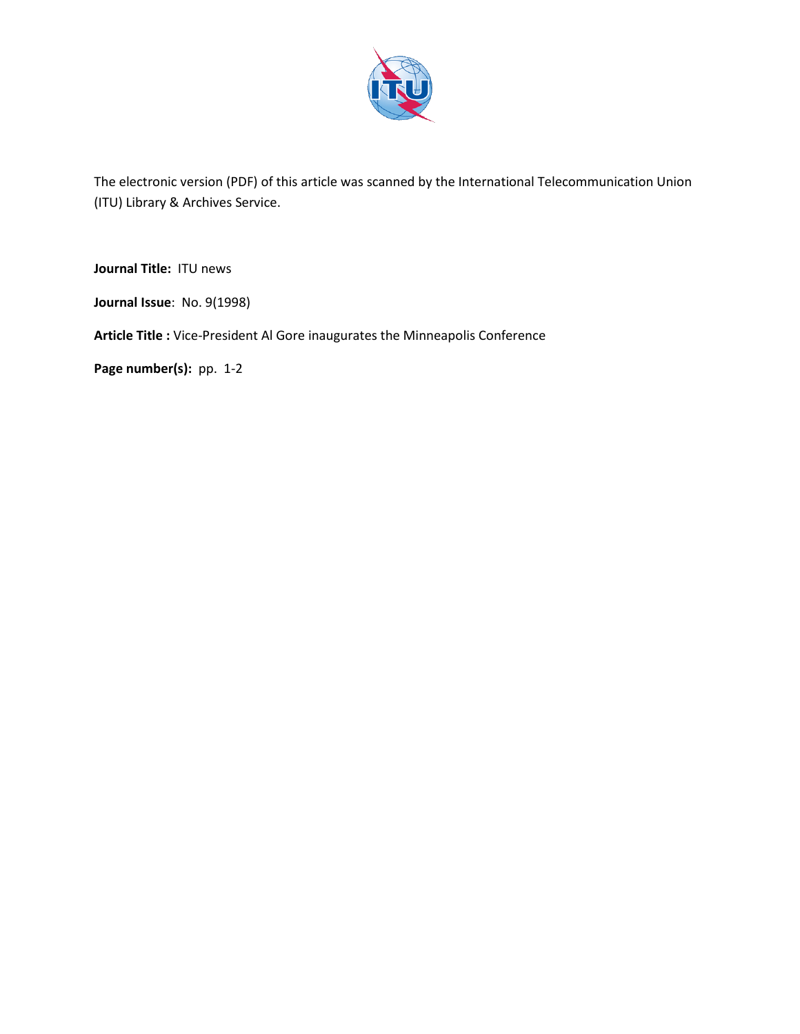The electronic version (PDF) of this article was scanned by the International Telecommunication Union (ITU) Library & Archives Service.

**Journal Title:** ITU news

**Journal Issue**: No. 9(1998)

**Article Title :** Vice-President Al Gore inaugurates the Minneapolis Conference

**Page number(s):** pp. 1-2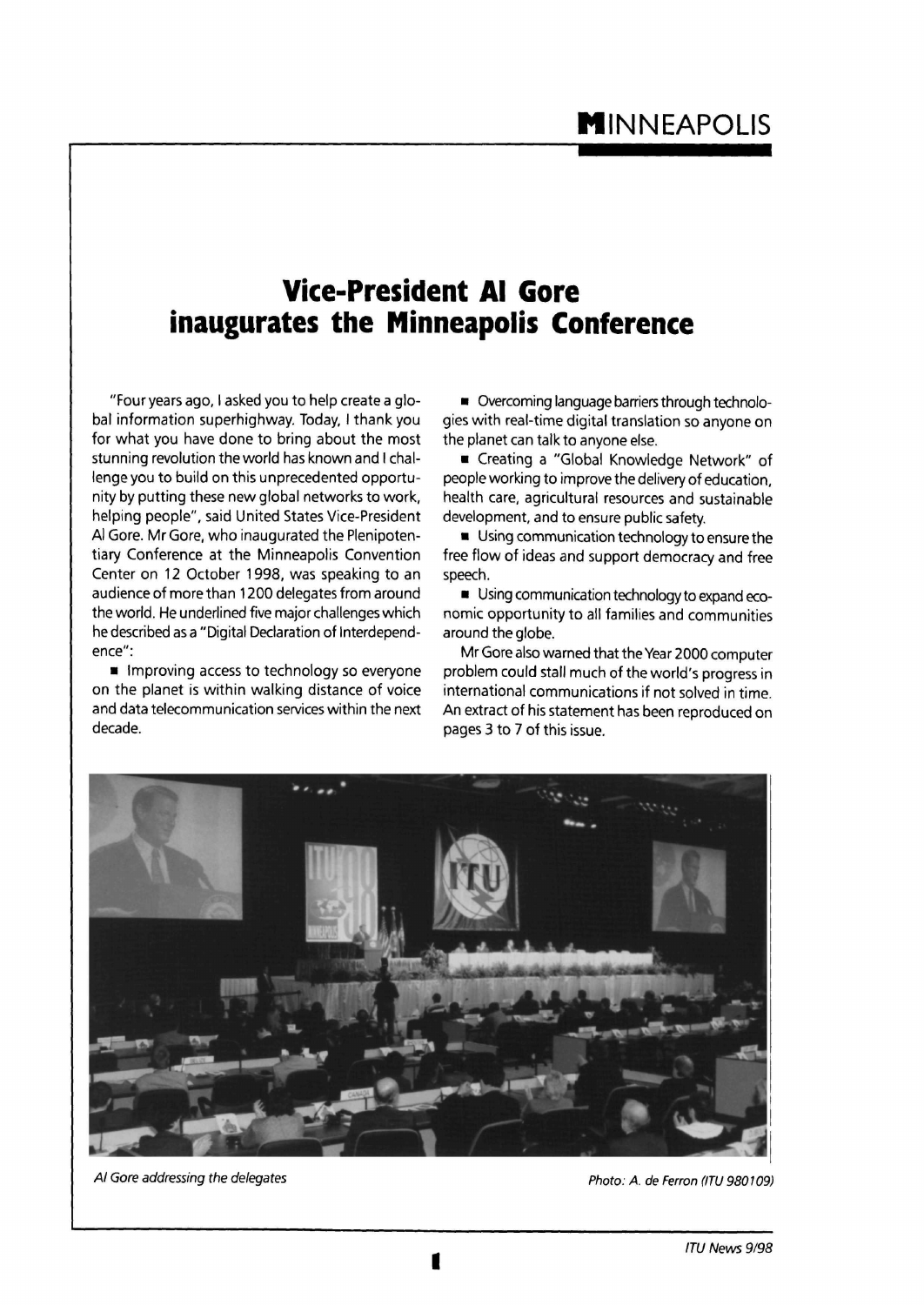# Vice-President Al Gore inaugurates the Minneapolis Conference

"Four years ago, I asked you to help create a global information superhighway. Today, I thank you for what you have done to bring about the most stunning revolution the world has known and I challenge you to build on this unprecedented opportunity by putting these new global networks to work, helping people", said United States Vice-President Al Gore. Mr Gore, who inaugurated the Plenipotentiary Conference at the Minneapolis Convention Center on 12 October 1998, was speaking to an audience of more than 1200 delegates from around the world. He underlined five major challenges which he described as a "Digital Declaration of Interdependence":

- Improving access to technology so everyone on the planet is within walking distance of voice and data telecommunication services within the next decade.
- Overcoming language barriers through technologies with real-time digital translation so anyone on the planet can talk to anyone else.
- Creating a "Global Knowledge Network" of people working to improve the delivery of education, health care, agricultural resources and sustainable development, and to ensure public safety.
- Using communication technology to ensure the free flow of ideas and support democracy and free speech.
- Using communication technology to expand economic opportunity to all families and communities around the globe.

Mr Gore also warned that the Year 2000 computer problem could stall much of the world's progress in international communications if not solved in time. An extract of his statement has been reproduced on pages 3 to 7 of this issue.

*Al Gore addressing the delegates*

*Photo: A. de Ferron (ITU 980109)*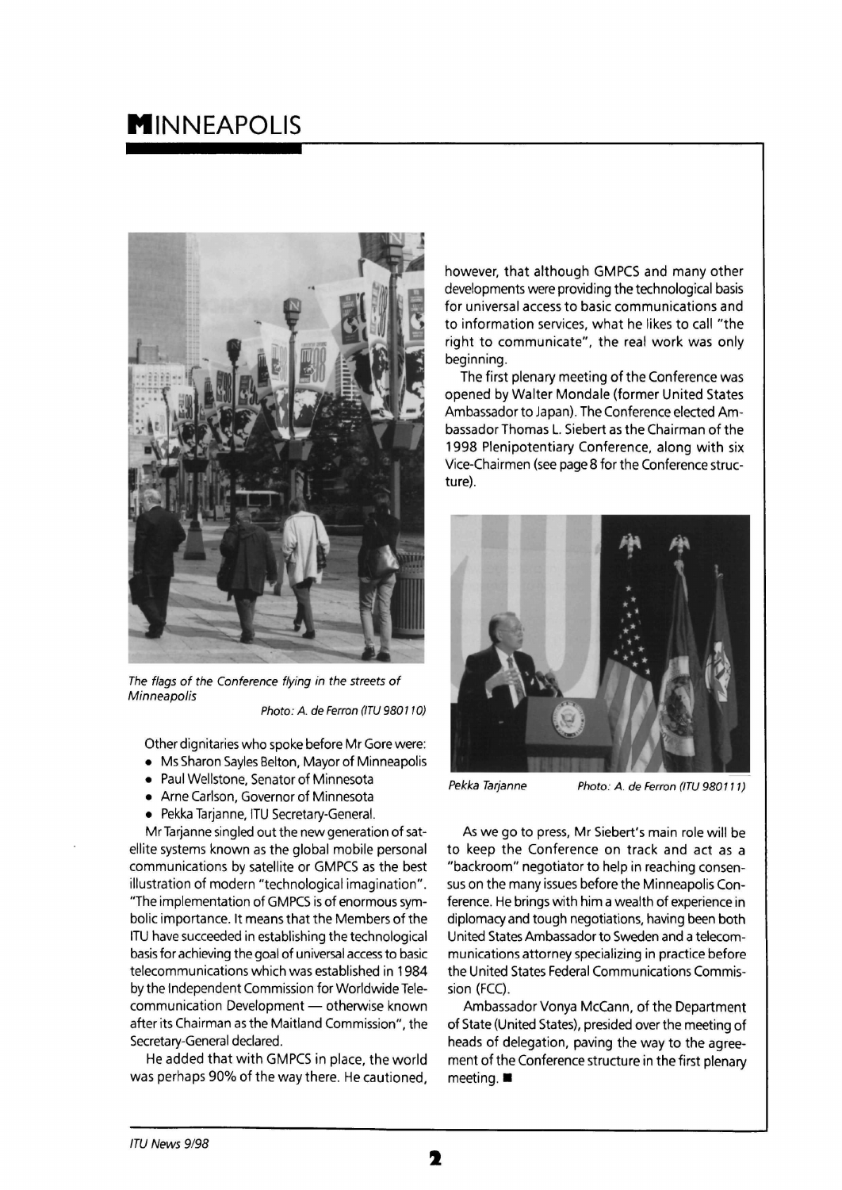# MINNEAPOLIS

*The flags of the Conference flying in the streets of Minneapolis*

*Photo: A. de Ferron (ITU 980110)*

Other dignitaries who spoke before Mr Gore were:

- Ms Sharon Sayles Belton, Mayor of Minneapolis
- Paul Wellstone, Senator of Minnesota
- Arne Carlson, Governor of Minnesota
- Pekka Tarjanne, ITU Secretary-General.

Mr Tarjanne singled out the new generation of satellite systems known as the global mobile personal communications by satellite or GMPCS as the best illustration of modern "technological imagination". "The implementation of GMPCS is of enormous symbolic importance. It means that the Members of the ITU have succeeded in establishing the technological basis for achieving the goal of universal access to basic telecommunications which was established in 1984 by the Independent Commission for Worldwide Telecommunication Development — otherwise known after its Chairman as the Maitland Commission", the Secretary-General declared.

He added that with GMPCS in place, the world was perhaps 90% of the way there. He cautioned, however, that although GMPCS and many other developments were providing the technological basis for universal access to basic communications and to information services, what he likes to call "the right to communicate", the real work was only beginning.

The first plenary meeting of the Conference was opened by Walter Mondale (former United States Ambassador to Japan). The Conference elected Ambassador Thomas L. Siebert as the Chairman of the 1998 Plenipotentiary Conference, along with six Vice-Chairmen (see page 8 for the Conference structure).

*Pekka Tarjanne* *Photo: A. de Ferron (ITU 980111)*

As we go to press, Mr Siebert's main role will be to keep the Conference on track and act as a "backroom" negotiator to help in reaching consensus on the many issues before the Minneapolis Conference. He brings with him a wealth of experience in diplomacy and tough negotiations, having been both United States Ambassador to Sweden and a telecommunications attorney specializing in practice before the United States Federal Communications Commission (FCC).

Ambassador Vonya McCann, of the Department of State (United States), presided over the meeting of heads of delegation, paving the way to the agreement of the Conference structure in the first plenary meeting. ■